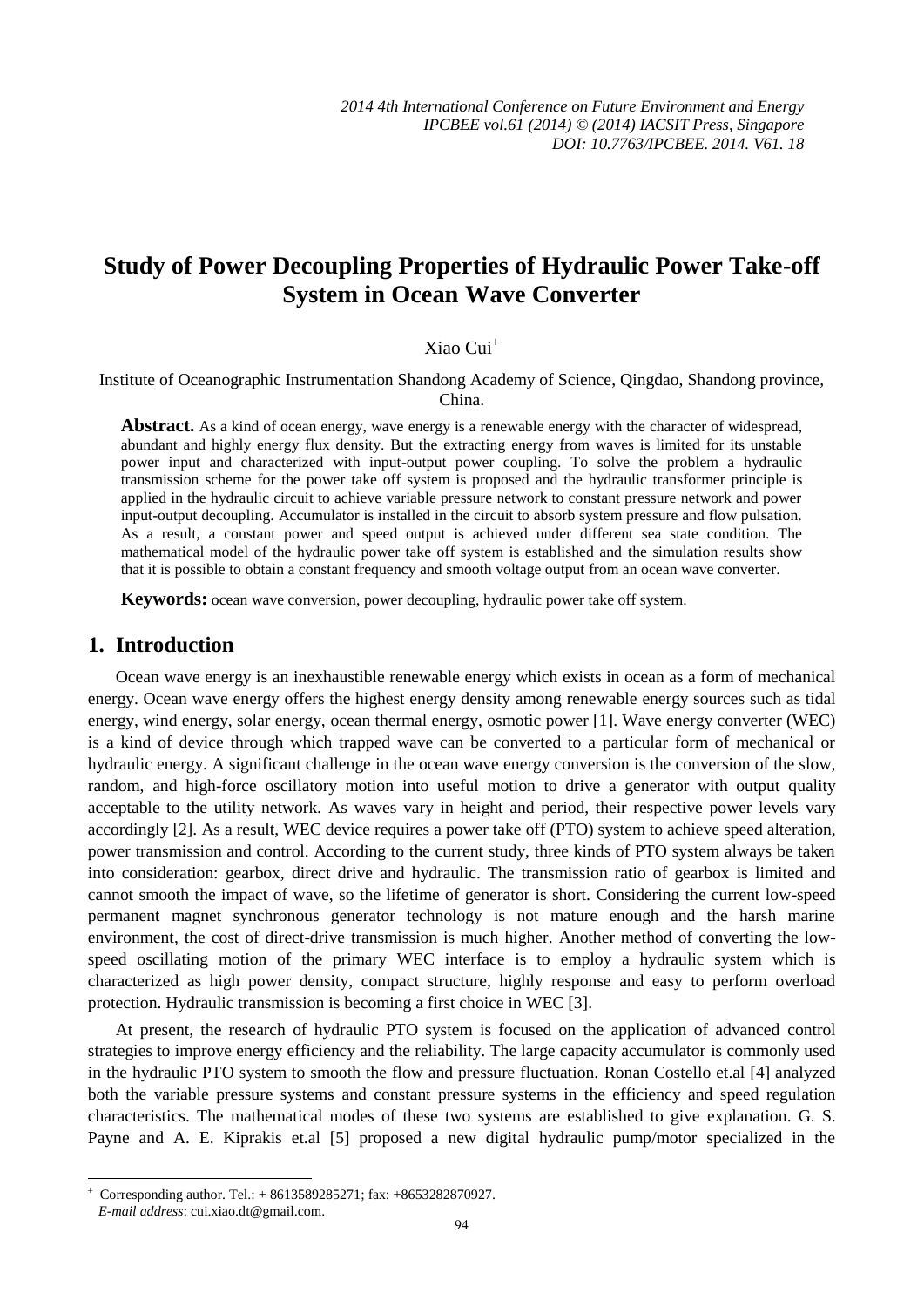# Study of Power Decoupling Properties of Hydraulic Power Take-off System in Ocean Wave Converter

Xiao Cui[+]

Institute of Oceanographic Instrumentation Shandong Academy of Science, Qingdao, Shandong province, China.

**Abstract.** As a kind of ocean energy, wave energy is a renewable energy with the character of widespread, abundant and highly energy flux density. But the extracting energy from waves is limited for its unstable power input and characterized with input-output power coupling. To solve the problem a hydraulic transmission scheme for the power take off system is proposed and the hydraulic transformer principle is applied in the hydraulic circuit to achieve variable pressure network to constant pressure network and power input-output decoupling. Accumulator is installed in the circuit to absorb system pressure and flow pulsation. As a result, a constant power and speed output is achieved under different sea state condition. The mathematical model of the hydraulic power take off system is established and the simulation results show that it is possible to obtain a constant frequency and smooth voltage output from an ocean wave converter.

**Keywords:** ocean wave conversion, power decoupling, hydraulic power take off system.

## 1. Introduction

Ocean wave energy is an inexhaustible renewable energy which exists in ocean as a form of mechanical energy. Ocean wave energy offers the highest energy density among renewable energy sources such as tidal energy, wind energy, solar energy, ocean thermal energy, osmotic power [1]. Wave energy converter (WEC) is a kind of device through which trapped wave can be converted to a particular form of mechanical or hydraulic energy. A significant challenge in the ocean wave energy conversion is the conversion of the slow, random, and high-force oscillatory motion into useful motion to drive a generator with output quality acceptable to the utility network. As waves vary in height and period, their respective power levels vary accordingly [2]. As a result, WEC device requires a power take off (PTO) system to achieve speed alteration, power transmission and control. According to the current study, three kinds of PTO system always be taken into consideration: gearbox, direct drive and hydraulic. The transmission ratio of gearbox is limited and cannot smooth the impact of wave, so the lifetime of generator is short. Considering the current low-speed permanent magnet synchronous generator technology is not mature enough and the harsh marine environment, the cost of direct-drive transmission is much higher. Another method of converting the low-speed oscillating motion of the primary WEC interface is to employ a hydraulic system which is characterized as high power density, compact structure, highly response and easy to perform overload protection. Hydraulic transmission is becoming a first choice in WEC [3].

At present, the research of hydraulic PTO system is focused on the application of advanced control strategies to improve energy efficiency and the reliability. The large capacity accumulator is commonly used in the hydraulic PTO system to smooth the flow and pressure fluctuation. Ronan Costello et.al [4] analyzed both the variable pressure systems and constant pressure systems in the efficiency and speed regulation characteristics. The mathematical modes of these two systems are established to give explanation. G. S. Payne and A. E. Kiprakis et.al [5] proposed a new digital hydraulic pump/motor specialized in the

[+] Corresponding author. Tel.: + 8613589285271; fax: +8653282870927.
*E-mail address*: cui.xiao.dt@gmail.com.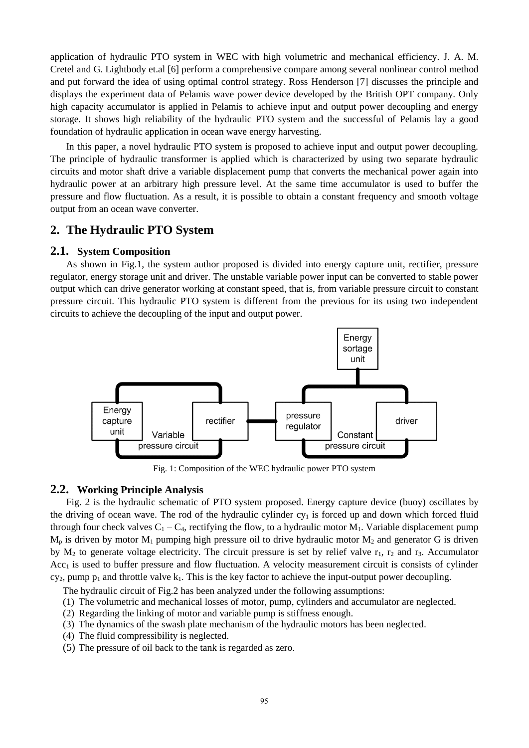application of hydraulic PTO system in WEC with high volumetric and mechanical efficiency. J. A. M. Cretel and G. Lightbody et.al [6] perform a comprehensive compare among several nonlinear control method and put forward the idea of using optimal control strategy. Ross Henderson [7] discusses the principle and displays the experiment data of Pelamis wave power device developed by the British OPT company. Only high capacity accumulator is applied in Pelamis to achieve input and output power decoupling and energy storage. It shows high reliability of the hydraulic PTO system and the successful of Pelamis lay a good foundation of hydraulic application in ocean wave energy harvesting.

In this paper, a novel hydraulic PTO system is proposed to achieve input and output power decoupling. The principle of hydraulic transformer is applied which is characterized by using two separate hydraulic circuits and motor shaft drive a variable displacement pump that converts the mechanical power again into hydraulic power at an arbitrary high pressure level. At the same time accumulator is used to buffer the pressure and flow fluctuation. As a result, it is possible to obtain a constant frequency and smooth voltage output from an ocean wave converter.

## 2. The Hydraulic PTO System

### 2.1. System Composition

As shown in Fig.1, the system author proposed is divided into energy capture unit, rectifier, pressure regulator, energy storage unit and driver. The unstable variable power input can be converted to stable power output which can drive generator working at constant speed, that is, from variable pressure circuit to constant pressure circuit. This hydraulic PTO system is different from the previous for its using two independent circuits to achieve the decoupling of the input and output power.

Energy sortage unit

Energy capture unit

rectifier

Variable pressure circuit

pressure regulator

driver

Constant pressure circuit

Fig. 1: Composition of the WEC hydraulic power PTO system

### 2.2. Working Principle Analysis

Fig. 2 is the hydraulic schematic of PTO system proposed. Energy capture device (buoy) oscillates by the driving of ocean wave. The rod of the hydraulic cylinder $cy_1$ is forced up and down which forced fluid through four check valves $C_1 - C_4$, rectifying the flow, to a hydraulic motor $M_1$. Variable displacement pump $M_p$ is driven by motor $M_1$ pumping high pressure oil to drive hydraulic motor $M_2$ and generator G is driven by $M_2$ to generate voltage electricity. The circuit pressure is set by relief valve $r_1$, $r_2$ and $r_3$. Accumulator $Acc_1$ is used to buffer pressure and flow fluctuation. A velocity measurement circuit is consists of cylinder $cy_2$, pump $p_1$ and throttle valve $k_1$. This is the key factor to achieve the input-output power decoupling.

The hydraulic circuit of Fig.2 has been analyzed under the following assumptions:

(1) The volumetric and mechanical losses of motor, pump, cylinders and accumulator are neglected.
(2) Regarding the linking of motor and variable pump is stiffness enough.
(3) The dynamics of the swash plate mechanism of the hydraulic motors has been neglected.
(4) The fluid compressibility is neglected.
(5) The pressure of oil back to the tank is regarded as zero.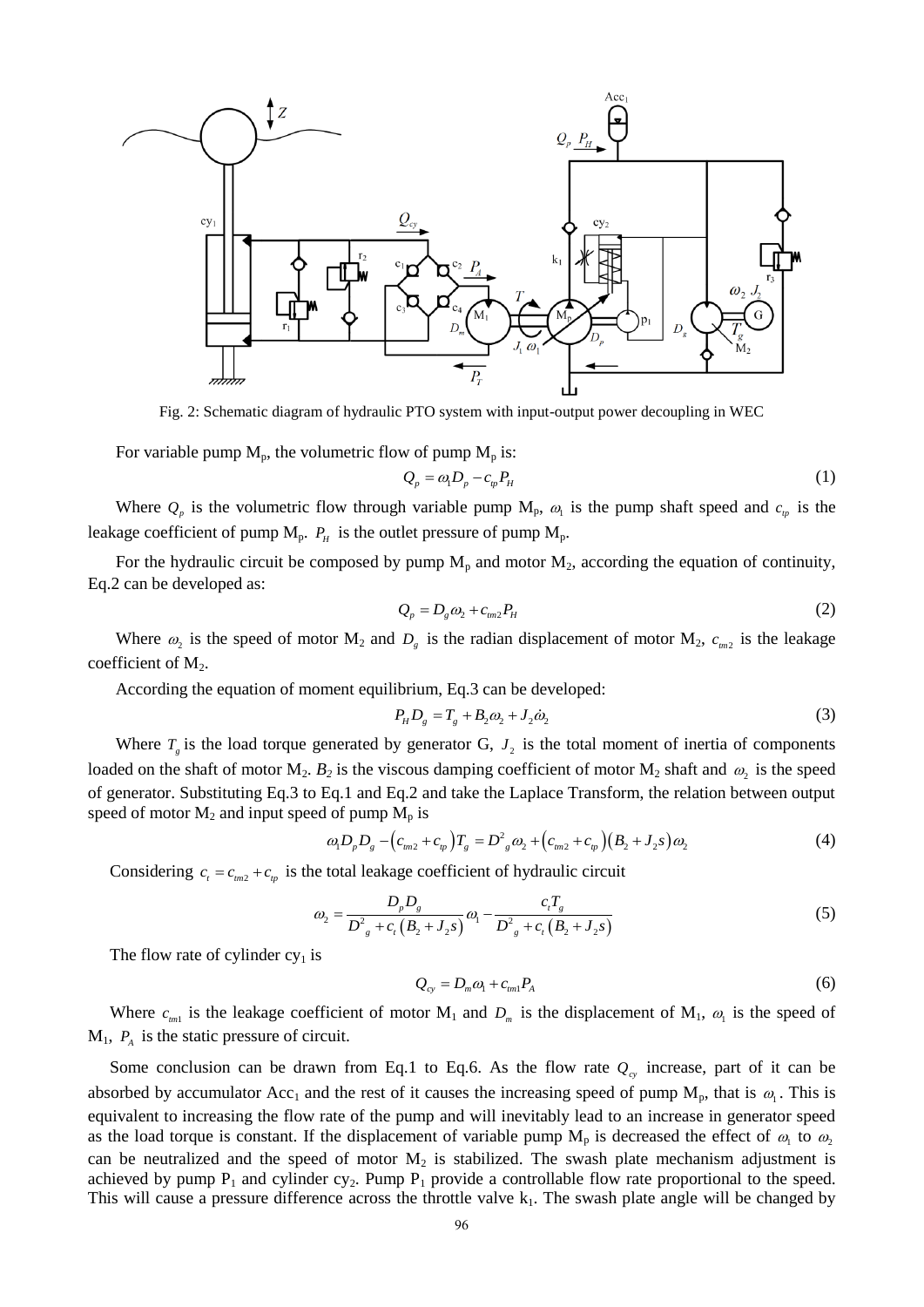Fig. 2: Schematic diagram of hydraulic PTO system with input-output power decoupling in WEC

For variable pump $M_p$, the volumetric flow of pump $M_p$ is:

$$Q_p = \omega_1 D_p - c_{tp} P_H \tag{1}$$

Where $Q_p$ is the volumetric flow through variable pump $M_p$, $\omega_1$ is the pump shaft speed and $c_{tp}$ is the leakage coefficient of pump $M_p$. $P_H$ is the outlet pressure of pump $M_p$.

For the hydraulic circuit be composed by pump $M_p$ and motor $M_2$, according the equation of continuity, Eq.2 can be developed as:

$$Q_p = D_g \omega_2 + c_{tm2} P_H \tag{2}$$

Where $\omega_2$ is the speed of motor $M_2$ and $D_g$ is the radian displacement of motor $M_2$, $c_{tm2}$ is the leakage coefficient of $M_2$.

According the equation of moment equilibrium, Eq.3 can be developed:

$$P_H D_g = T_g + B_2 \omega_2 + J_2 \dot{\omega}_2 \tag{3}$$

Where $T_g$ is the load torque generated by generator G, $J_2$ is the total moment of inertia of components loaded on the shaft of motor $M_2$. $B_2$ is the viscous damping coefficient of motor $M_2$ shaft and $\omega_2$ is the speed of generator. Substituting Eq.3 to Eq.1 and Eq.2 and take the Laplace Transform, the relation between output speed of motor $M_2$ and input speed of pump $M_p$ is

$$\omega_1 D_p D_g - \left(c_{tm2} + c_{tp}\right) T_g = D^2_g \omega_2 + \left(c_{tm2} + c_{tp}\right)\left(B_2 + J_2 s\right)\omega_2 \tag{4}$$

Considering $c_t = c_{tm2} + c_{tp}$ is the total leakage coefficient of hydraulic circuit

$$\omega_2 = \frac{D_p D_g}{D^2_g + c_t\left(B_2 + J_2 s\right)}\omega_1 - \frac{c_t T_g}{D^2_g + c_t\left(B_2 + J_2 s\right)} \tag{5}$$

The flow rate of cylinder $cy_1$ is

$$Q_{cy} = D_m \omega_1 + c_{tm1} P_A \tag{6}$$

Where $c_{tm1}$ is the leakage coefficient of motor $M_1$ and $D_m$ is the displacement of $M_1$, $\omega_1$ is the speed of $M_1$, $P_A$ is the static pressure of circuit.

Some conclusion can be drawn from Eq.1 to Eq.6. As the flow rate $Q_{cy}$ increase, part of it can be absorbed by accumulator $Acc_1$ and the rest of it causes the increasing speed of pump $M_p$, that is $\omega_1$. This is equivalent to increasing the flow rate of the pump and will inevitably lead to an increase in generator speed as the load torque is constant. If the displacement of variable pump $M_p$ is decreased the effect of $\omega_1$ to $\omega_2$ can be neutralized and the speed of motor $M_2$ is stabilized. The swash plate mechanism adjustment is achieved by pump $P_1$ and cylinder $cy_2$. Pump $P_1$ provide a controllable flow rate proportional to the speed. This will cause a pressure difference across the throttle valve $k_1$. The swash plate angle will be changed by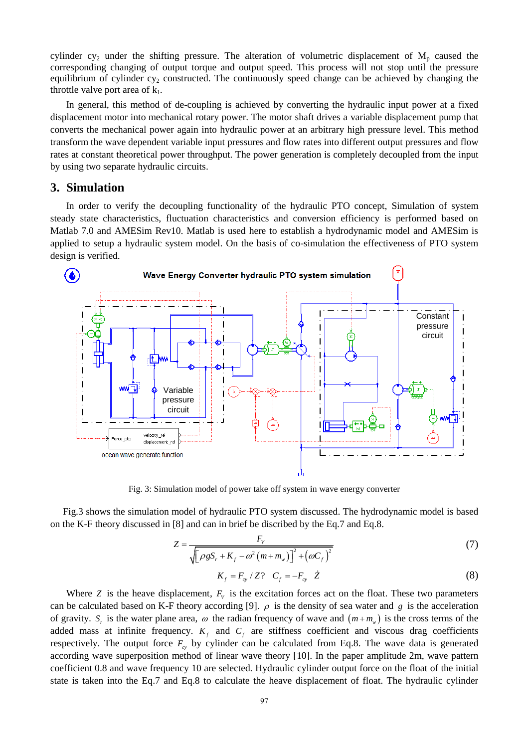cylinder $cy_2$ under the shifting pressure. The alteration of volumetric displacement of $M_p$ caused the corresponding changing of output torque and output speed. This process will not stop until the pressure equilibrium of cylinder $cy_2$ constructed. The continuously speed change can be achieved by changing the throttle valve port area of $k_1$.

In general, this method of de-coupling is achieved by converting the hydraulic input power at a fixed displacement motor into mechanical rotary power. The motor shaft drives a variable displacement pump that converts the mechanical power again into hydraulic power at an arbitrary high pressure level. This method transform the wave dependent variable input pressures and flow rates into different output pressures and flow rates at constant theoretical power throughput. The power generation is completely decoupled from the input by using two separate hydraulic circuits.

## 3. Simulation

In order to verify the decoupling functionality of the hydraulic PTO concept, Simulation of system steady state characteristics, fluctuation characteristics and conversion efficiency is performed based on Matlab 7.0 and AMESim Rev10. Matlab is used here to establish a hydrodynamic model and AMESim is applied to setup a hydraulic system model. On the basis of co-simulation the effectiveness of PTO system design is verified.

Wave Energy Converter hydraulic PTO system simulation

Constant pressure circuit

Variable pressure circuit

Force_pto

velocity_rel

displacement_rel

ocean wave generate function

Fig. 3: Simulation model of power take off system in wave energy converter

Fig.3 shows the simulation model of hydraulic PTO system discussed. The hydrodynamic model is based on the K-F theory discussed in [8] and can in brief be discribed by the Eq.7 and Eq.8.

$$Z = \frac{F_V}{\sqrt{\left[\rho g S_r + K_f - \omega^2 (m + m_w)\right]^2 + \left(\omega C_f\right)^2}} \tag{7}$$

$$K_f = F_{cy} / Z? \quad C_f = -F_{cy} \quad \dot{Z} \tag{8}$$

Where $Z$ is the heave displacement, $F_V$ is the excitation forces act on the float. These two parameters can be calculated based on K-F theory according [9]. $\rho$ is the density of sea water and $g$ is the acceleration of gravity. $S_r$ is the water plane area, $\omega$ the radian frequency of wave and $(m + m_w)$ is the cross terms of the added mass at infinite frequency. $K_f$ and $C_f$ are stiffness coefficient and viscous drag coefficients respectively. The output force $F_{cy}$ by cylinder can be calculated from Eq.8. The wave data is generated according wave superposition method of linear wave theory [10]. In the paper amplitude 2m, wave pattern coefficient 0.8 and wave frequency 10 are selected. Hydraulic cylinder output force on the float of the initial state is taken into the Eq.7 and Eq.8 to calculate the heave displacement of float. The hydraulic cylinder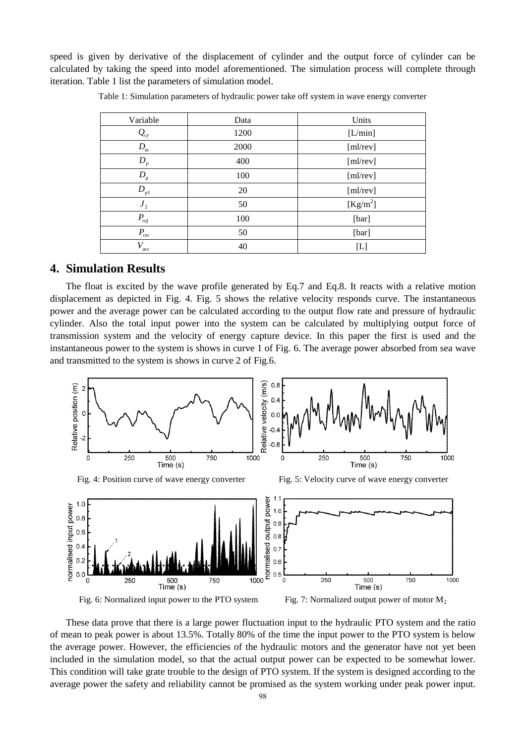speed is given by derivative of the displacement of cylinder and the output force of cylinder can be calculated by taking the speed into model aforementioned. The simulation process will complete through iteration. Table 1 list the parameters of simulation model.

Table 1: Simulation parameters of hydraulic power take off system in wave energy converter

| Variable | Data | Units |
|---|---|---|
| $Q_{cy}$ | 1200 | [L/min] |
| $D_m$ | 2000 | [ml/rev] |
| $D_p$ | 400 | [ml/rev] |
| $D_g$ | 100 | [ml/rev] |
| $D_{p1}$ | 20 | [ml/rev] |
| $J_2$ | 50 | [Kg/m$^2$] |
| $P_{ref}$ | 100 | [bar] |
| $P_{rev}$ | 50 | [bar] |
| $V_{acc}$ | 40 | [L] |

## 4. Simulation Results

The float is excited by the wave profile generated by Eq.7 and Eq.8. It reacts with a relative motion displacement as depicted in Fig. 4. Fig. 5 shows the relative velocity responds curve. The instantaneous power and the average power can be calculated according to the output flow rate and pressure of hydraulic cylinder. Also the total input power into the system can be calculated by multiplying output force of transmission system and the velocity of energy capture device. In this paper the first is used and the instantaneous power to the system is shows in curve 1 of Fig. 6. The average power absorbed from sea wave and transmitted to the system is shows in curve 2 of Fig.6.

Relative position (m)
2
0
-2
0 250 500 750 1000
Time (s)

Fig. 4: Position curve of wave energy converter

Relative velocity (m/s)
0.8
0.4
0.0
-0.4
-0.8
0 250 500 750 1000
Time (s)

Fig. 5: Velocity curve of wave energy converter

normalised input power
1.0
0.8
0.6
0.4
0.2
0.0
1
2
0 250 500 750 1000
Time (s)

Fig. 6: Normalized input power to the PTO system

normalised output power
1.1
1.0
0.9
0.8
0.7
0.6
0.5
0 250 500 750 1000
Time (s)

Fig. 7: Normalized output power of motor $M_2$

These data prove that there is a large power fluctuation input to the hydraulic PTO system and the ratio of mean to peak power is about 13.5%. Totally 80% of the time the input power to the PTO system is below the average power. However, the efficiencies of the hydraulic motors and the generator have not yet been included in the simulation model, so that the actual output power can be expected to be somewhat lower. This condition will take grate trouble to the design of PTO system. If the system is designed according to the average power the safety and reliability cannot be promised as the system working under peak power input.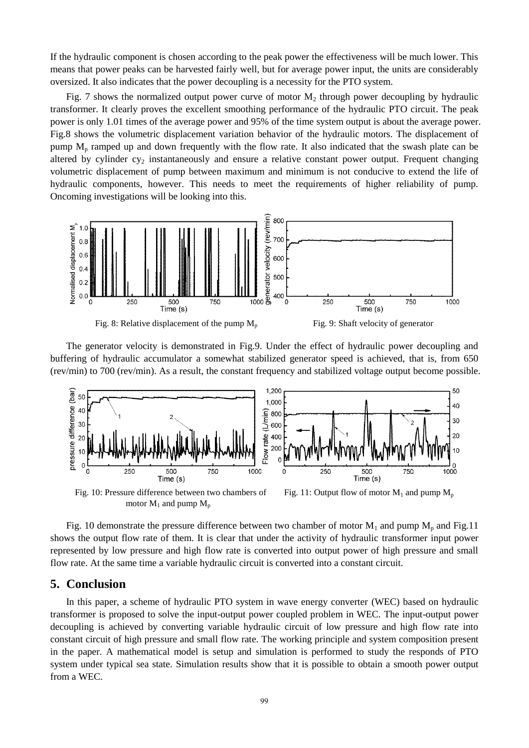If the hydraulic component is chosen according to the peak power the effectiveness will be much lower. This means that power peaks can be harvested fairly well, but for average power input, the units are considerably oversized. It also indicates that the power decoupling is a necessity for the PTO system.

Fig. 7 shows the normalized output power curve of motor $M_2$ through power decoupling by hydraulic transformer. It clearly proves the excellent smoothing performance of the hydraulic PTO circuit. The peak power is only 1.01 times of the average power and 95% of the time system output is about the average power. Fig.8 shows the volumetric displacement variation behavior of the hydraulic motors. The displacement of pump $M_p$ ramped up and down frequently with the flow rate. It also indicated that the swash plate can be altered by cylinder $cy_2$ instantaneously and ensure a relative constant power output. Frequent changing volumetric displacement of pump between maximum and minimum is not conducive to extend the life of hydraulic components, however. This needs to meet the requirements of higher reliability of pump. Oncoming investigations will be looking into this.

Normalised displacement $M_p$
1.0
0.8
0.6
0.4
0.2
0.0
0 250 500 750 1000
Time (s)

Fig. 8: Relative displacement of the pump $M_p$

generator velocity (rev/min)
800
700
600
500
400
0 250 500 750 1000
Time (s)

Fig. 9: Shaft velocity of generator

The generator velocity is demonstrated in Fig.9. Under the effect of hydraulic power decoupling and buffering of hydraulic accumulator a somewhat stabilized generator speed is achieved, that is, from 650 (rev/min) to 700 (rev/min). As a result, the constant frequency and stabilized voltage output become possible.

pressure difference (bar)
50
40
30
20
10
0
1
2
0 250 500 750 1000
Time (s)

Fig. 10: Pressure difference between two chambers of motor $M_1$ and pump $M_p$

Flow rate (L/min)
1,200
1,000
800
600
400
200
0
50
40
30
20
10
0
1
2
0 250 500 750 1000
Time (s)

Fig. 11: Output flow of motor $M_1$ and pump $M_p$

Fig. 10 demonstrate the pressure difference between two chamber of motor $M_1$ and pump $M_p$ and Fig.11 shows the output flow rate of them. It is clear that under the activity of hydraulic transformer input power represented by low pressure and high flow rate is converted into output power of high pressure and small flow rate. At the same time a variable hydraulic circuit is converted into a constant circuit.

## 5. Conclusion

In this paper, a scheme of hydraulic PTO system in wave energy converter (WEC) based on hydraulic transformer is proposed to solve the input-output power coupled problem in WEC. The input-output power decoupling is achieved by converting variable hydraulic circuit of low pressure and high flow rate into constant circuit of high pressure and small flow rate. The working principle and system composition present in the paper. A mathematical model is setup and simulation is performed to study the responds of PTO system under typical sea state. Simulation results show that it is possible to obtain a smooth power output from a WEC.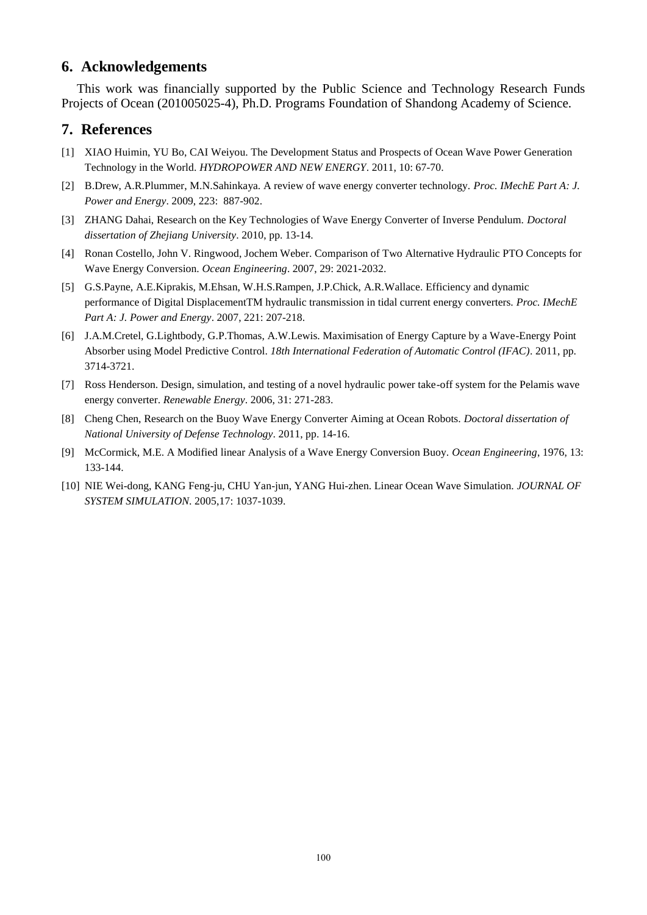## 6. Acknowledgements

This work was financially supported by the Public Science and Technology Research Funds Projects of Ocean (201005025-4), Ph.D. Programs Foundation of Shandong Academy of Science.

## 7. References

[1] XIAO Huimin, YU Bo, CAI Weiyou. The Development Status and Prospects of Ocean Wave Power Generation Technology in the World. *HYDROPOWER AND NEW ENERGY*. 2011, 10: 67-70.

[2] B.Drew, A.R.Plummer, M.N.Sahinkaya. A review of wave energy converter technology. *Proc. IMechE Part A: J. Power and Energy*. 2009, 223: 887-902.

[3] ZHANG Dahai, Research on the Key Technologies of Wave Energy Converter of Inverse Pendulum. *Doctoral dissertation of Zhejiang University*. 2010, pp. 13-14.

[4] Ronan Costello, John V. Ringwood, Jochem Weber. Comparison of Two Alternative Hydraulic PTO Concepts for Wave Energy Conversion. *Ocean Engineering*. 2007, 29: 2021-2032.

[5] G.S.Payne, A.E.Kiprakis, M.Ehsan, W.H.S.Rampen, J.P.Chick, A.R.Wallace. Efficiency and dynamic performance of Digital DisplacementTM hydraulic transmission in tidal current energy converters. *Proc. IMechE Part A: J. Power and Energy*. 2007, 221: 207-218.

[6] J.A.M.Cretel, G.Lightbody, G.P.Thomas, A.W.Lewis. Maximisation of Energy Capture by a Wave-Energy Point Absorber using Model Predictive Control. *18th International Federation of Automatic Control (IFAC)*. 2011, pp. 3714-3721.

[7] Ross Henderson. Design, simulation, and testing of a novel hydraulic power take-off system for the Pelamis wave energy converter. *Renewable Energy*. 2006, 31: 271-283.

[8] Cheng Chen, Research on the Buoy Wave Energy Converter Aiming at Ocean Robots. *Doctoral dissertation of National University of Defense Technology*. 2011, pp. 14-16.

[9] McCormick, M.E. A Modified linear Analysis of a Wave Energy Conversion Buoy. *Ocean Engineering*, 1976, 13: 133-144.

[10] NIE Wei-dong, KANG Feng-ju, CHU Yan-jun, YANG Hui-zhen. Linear Ocean Wave Simulation. *JOURNAL OF SYSTEM SIMULATION*. 2005,17: 1037-1039.